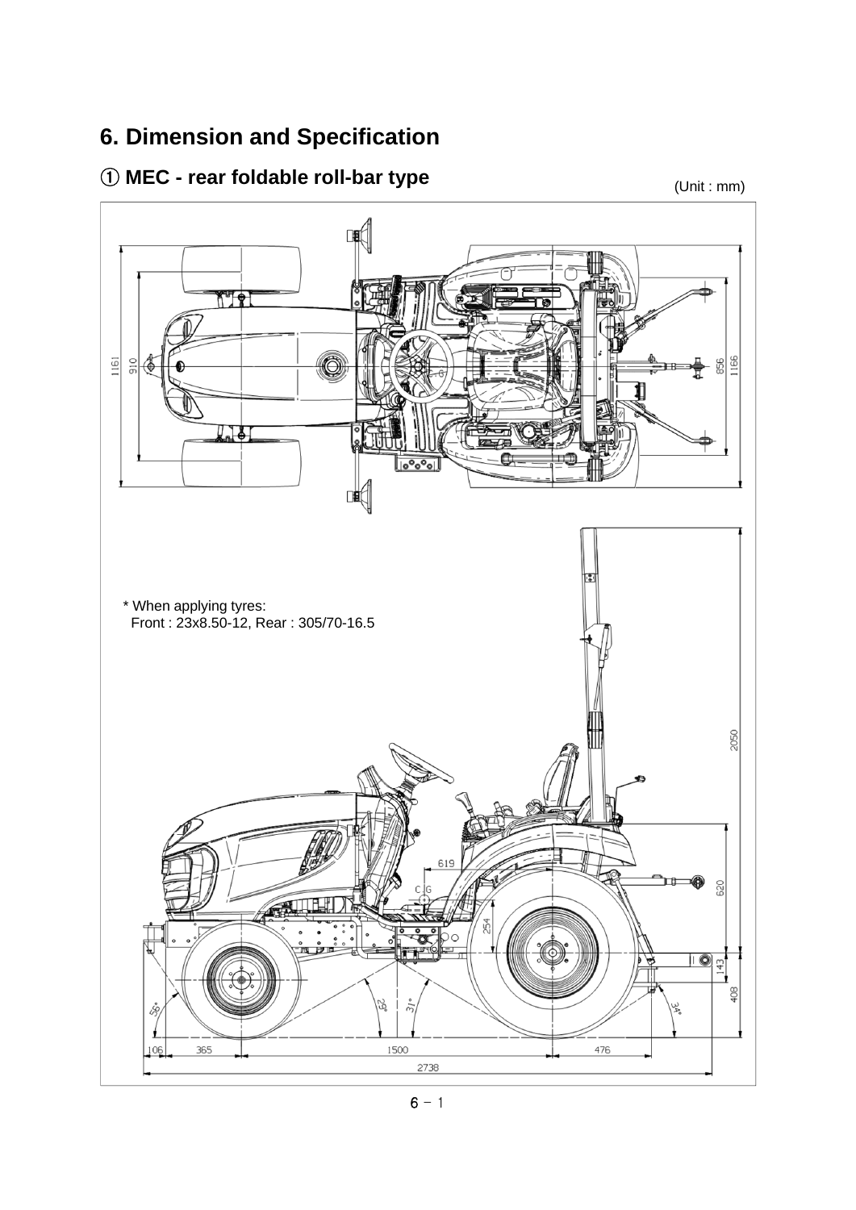# 6. Dimension and Specification

## ① MEC - rear foldable roll-bar type

(Unit : mm)

\* When applying tyres:
Front : 23x8.50-12, Rear : 305/70-16.5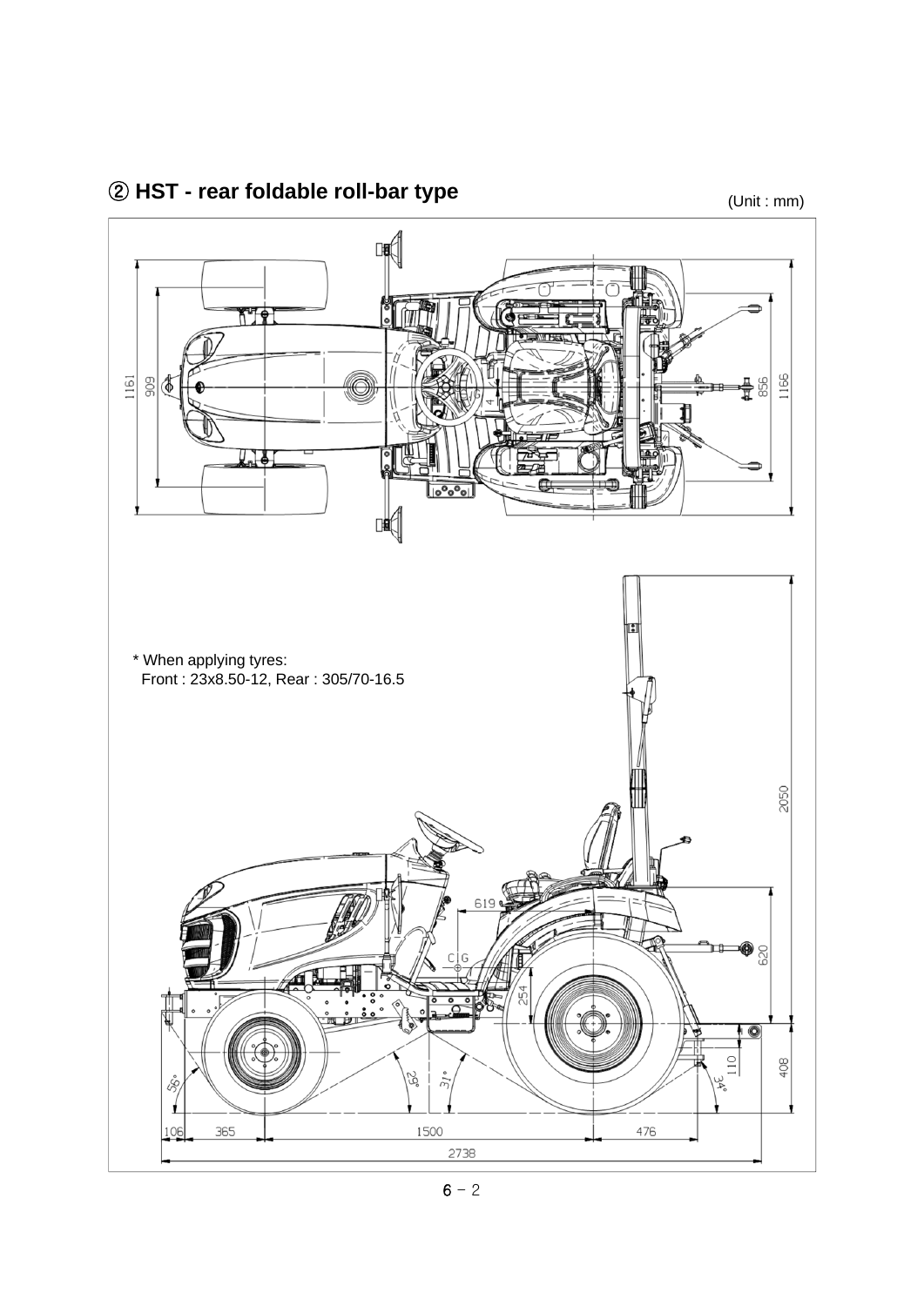## ② HST - rear foldable roll-bar type

(Unit : mm)

* When applying tyres:
  Front : 23x8.50-12, Rear : 305/70-16.5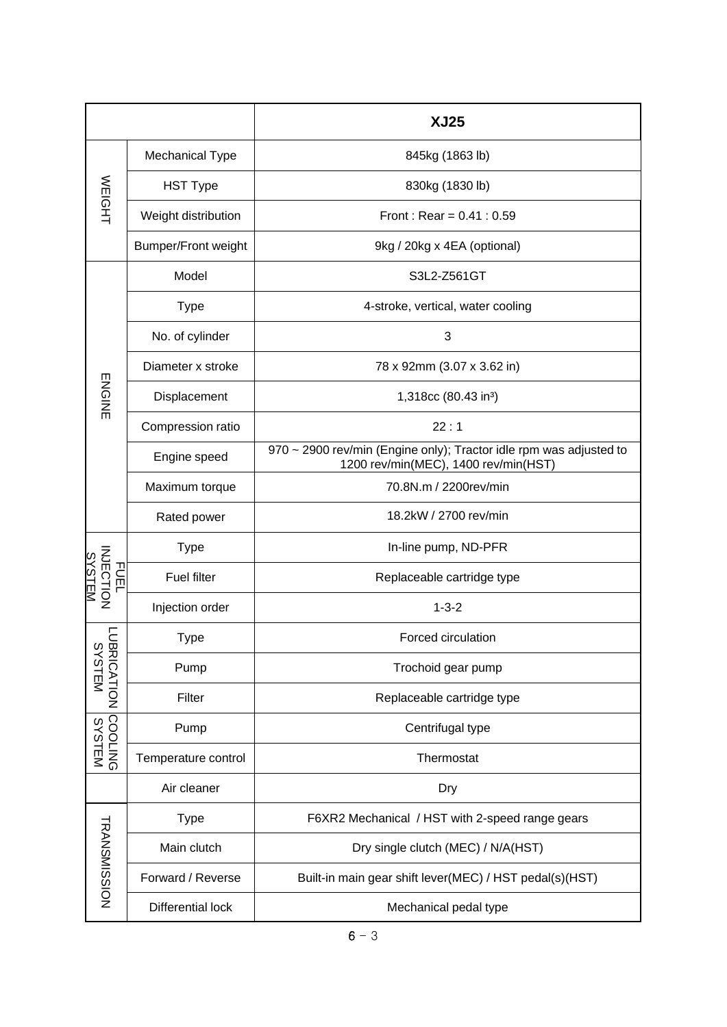| | | XJ25 |
|---|---|---|
| WEIGHT | Mechanical Type | 845kg (1863 lb) |
| | HST Type | 830kg (1830 lb) |
| | Weight distribution | Front : Rear = 0.41 : 0.59 |
| | Bumper/Front weight | 9kg / 20kg x 4EA (optional) |
| ENGINE | Model | S3L2-Z561GT |
| | Type | 4-stroke, vertical, water cooling |
| | No. of cylinder | 3 |
| | Diameter x stroke | 78 x 92mm (3.07 x 3.62 in) |
| | Displacement | 1,318cc (80.43 in³) |
| | Compression ratio | 22 : 1 |
| | Engine speed | 970 ~ 2900 rev/min (Engine only); Tractor idle rpm was adjusted to 1200 rev/min(MEC), 1400 rev/min(HST) |
| | Maximum torque | 70.8N.m / 2200rev/min |
| | Rated power | 18.2kW / 2700 rev/min |
| FUEL INJECTION SYSTEM | Type | In-line pump, ND-PFR |
| | Fuel filter | Replaceable cartridge type |
| | Injection order | 1-3-2 |
| LUBRICATION SYSTEM | Type | Forced circulation |
| | Pump | Trochoid gear pump |
| | Filter | Replaceable cartridge type |
| COOLING SYSTEM | Pump | Centrifugal type |
| | Temperature control | Thermostat |
| | Air cleaner | Dry |
| TRANSMISSION | Type | F6XR2 Mechanical / HST with 2-speed range gears |
| | Main clutch | Dry single clutch (MEC) / N/A(HST) |
| | Forward / Reverse | Built-in main gear shift lever(MEC) / HST pedal(s)(HST) |
| | Differential lock | Mechanical pedal type |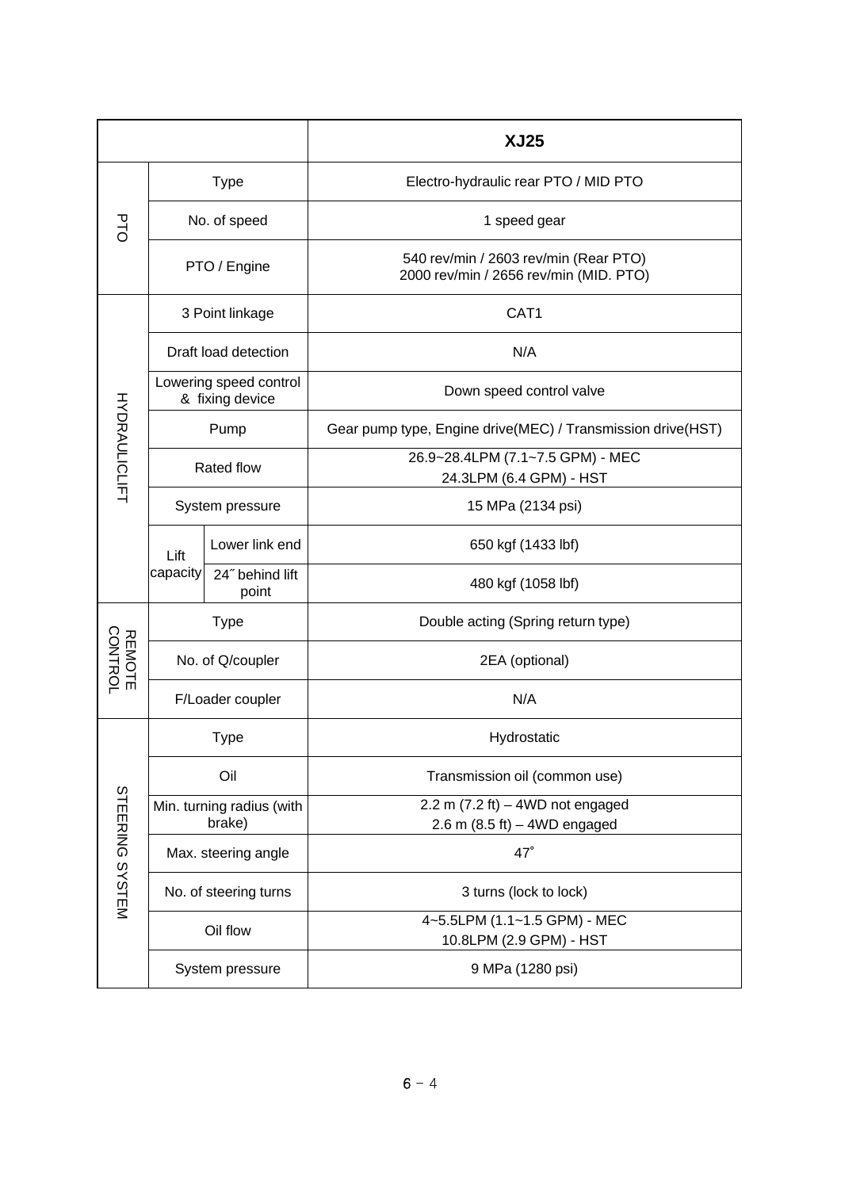| | | | XJ25 |
|---|---|---|---|
| PTO | Type | | Electro-hydraulic rear PTO / MID PTO |
| | No. of speed | | 1 speed gear |
| | PTO / Engine | | 540 rev/min / 2603 rev/min (Rear PTO)<br>2000 rev/min / 2656 rev/min (MID. PTO) |
| HYDRAULICLIFT | 3 Point linkage | | CAT1 |
| | Draft load detection | | N/A |
| | Lowering speed control & fixing device | | Down speed control valve |
| | Pump | | Gear pump type, Engine drive(MEC) / Transmission drive(HST) |
| | Rated flow | | 26.9~28.4LPM (7.1~7.5 GPM) - MEC<br>24.3LPM (6.4 GPM) - HST |
| | System pressure | | 15 MPa (2134 psi) |
| | Lift capacity | Lower link end | 650 kgf (1433 lbf) |
| | | 24˝ behind lift point | 480 kgf (1058 lbf) |
| REMOTE CONTROL | Type | | Double acting (Spring return type) |
| | No. of Q/coupler | | 2EA (optional) |
| | F/Loader coupler | | N/A |
| STEERING SYSTEM | Type | | Hydrostatic |
| | Oil | | Transmission oil (common use) |
| | Min. turning radius (with brake) | | 2.2 m (7.2 ft) – 4WD not engaged<br>2.6 m (8.5 ft) – 4WD engaged |
| | Max. steering angle | | 47˚ |
| | No. of steering turns | | 3 turns (lock to lock) |
| | Oil flow | | 4~5.5LPM (1.1~1.5 GPM) - MEC<br>10.8LPM (2.9 GPM) - HST |
| | System pressure | | 9 MPa (1280 psi) |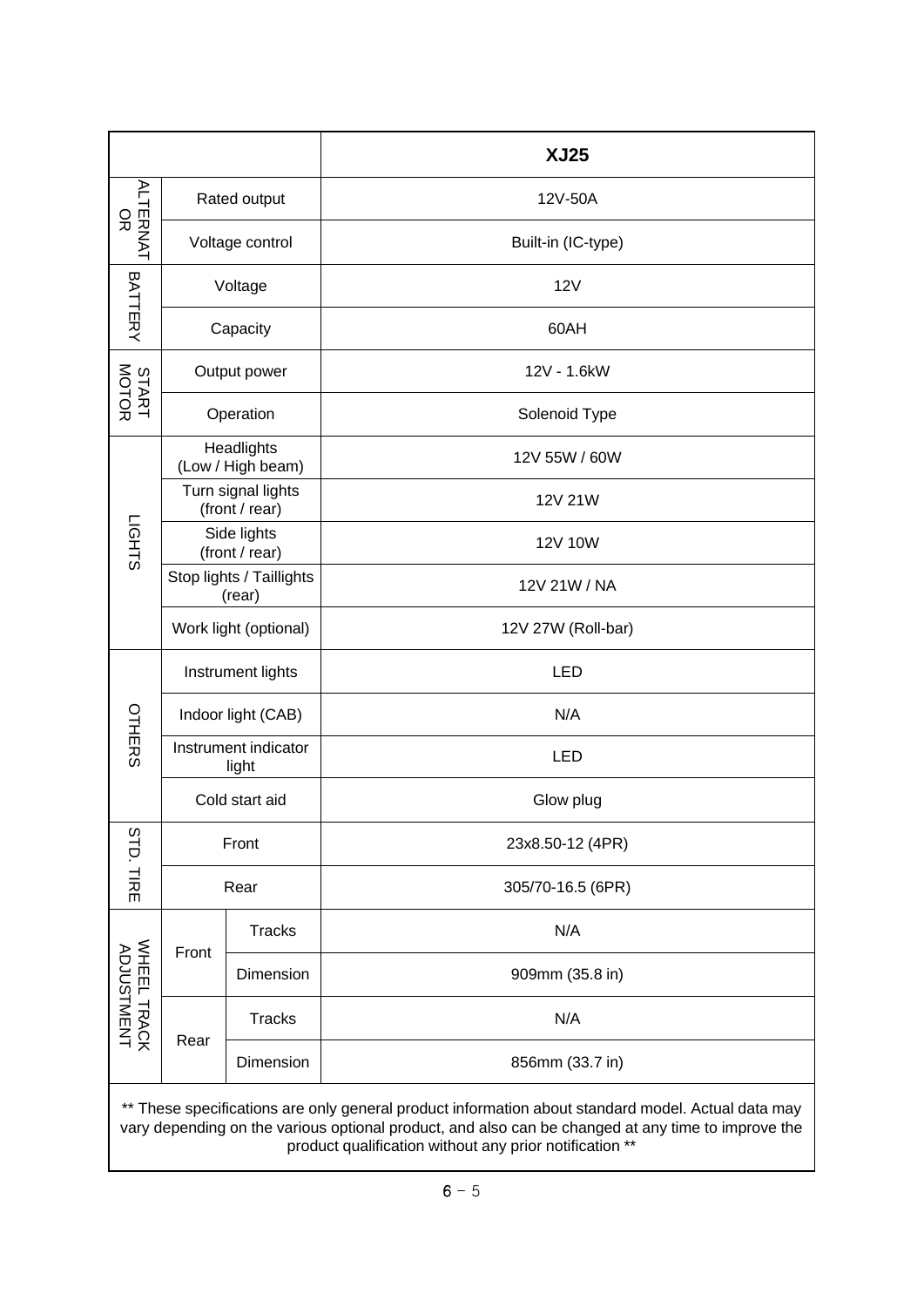| | | | XJ25 |
|---|---|---|---|
| ALTERNATOR | Rated output | | 12V-50A |
| | Voltage control | | Built-in (IC-type) |
| BATTERY | Voltage | | 12V |
| | Capacity | | 60AH |
| START MOTOR | Output power | | 12V - 1.6kW |
| | Operation | | Solenoid Type |
| LIGHTS | Headlights (Low / High beam) | | 12V 55W / 60W |
| | Turn signal lights (front / rear) | | 12V 21W |
| | Side lights (front / rear) | | 12V 10W |
| | Stop lights / Taillights (rear) | | 12V 21W / NA |
| | Work light (optional) | | 12V 27W (Roll-bar) |
| OTHERS | Instrument lights | | LED |
| | Indoor light (CAB) | | N/A |
| | Instrument indicator light | | LED |
| | Cold start aid | | Glow plug |
| STD. TIRE | Front | | 23x8.50-12 (4PR) |
| | Rear | | 305/70-16.5 (6PR) |
| WHEEL TRACK ADJUSTMENT | Front | Tracks | N/A |
| | | Dimension | 909mm (35.8 in) |
| | Rear | Tracks | N/A |
| | | Dimension | 856mm (33.7 in) |

** These specifications are only general product information about standard model. Actual data may vary depending on the various optional product, and also can be changed at any time to improve the product qualification without any prior notification **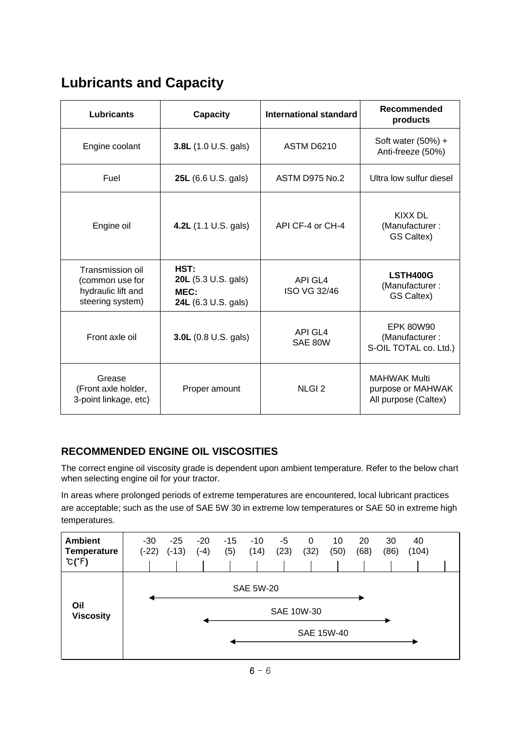# Lubricants and Capacity

| Lubricants | Capacity | International standard | Recommended products |
|---|---|---|---|
| Engine coolant | **3.8L** (1.0 U.S. gals) | ASTM D6210 | Soft water (50%) + Anti-freeze (50%) |
| Fuel | **25L** (6.6 U.S. gals) | ASTM D975 No.2 | Ultra low sulfur diesel |
| Engine oil | **4.2L** (1.1 U.S. gals) | API CF-4 or CH-4 | KIXX DL (Manufacturer : GS Caltex) |
| Transmission oil (common use for hydraulic lift and steering system) | **HST:** **20L** (5.3 U.S. gals) **MEC:** **24L** (6.3 U.S. gals) | API GL4 ISO VG 32/46 | **LSTH400G** (Manufacturer : GS Caltex) |
| Front axle oil | **3.0L** (0.8 U.S. gals) | API GL4 SAE 80W | EPK 80W90 (Manufacturer : S-OIL TOTAL co. Ltd.) |
| Grease (Front axle holder, 3-point linkage, etc) | Proper amount | NLGI 2 | MAHWAK Multi purpose or MAHWAK All purpose (Caltex) |

## RECOMMENDED ENGINE OIL VISCOSITIES

The correct engine oil viscosity grade is dependent upon ambient temperature. Refer to the below chart when selecting engine oil for your tractor.

In areas where prolonged periods of extreme temperatures are encountered, local lubricant practices are acceptable; such as the use of SAE 5W 30 in extreme low temperatures or SAE 50 in extreme high temperatures.

**Ambient Temperature ℃(˚F)**

-30 (-22) -25 (-13) -20 (-4) -15 (5) -10 (14) -5 (23) 0 (32) 10 (50) 20 (68) 30 (86) 40 (104)

**Oil Viscosity**

SAE 5W-20

SAE 10W-30

SAE 15W-40